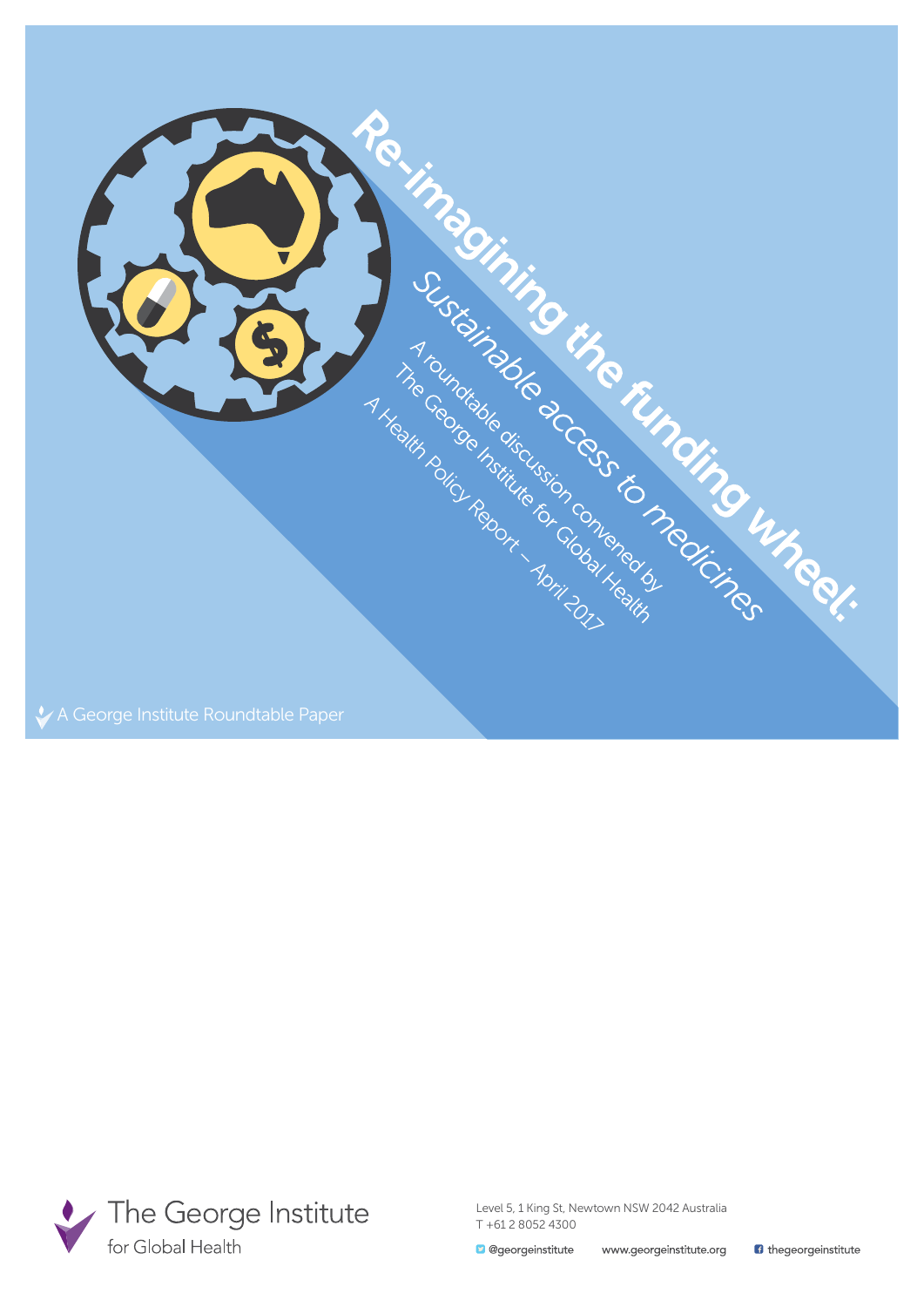# Re-imagining the funding wheel:

## Sustainable access to medicines

A roundtable discussion convened by
The George Institute for Global Health

A Health Policy Report – April 2017

A George Institute Roundtable Paper

The George Institute for Global Health

Level 5, 1 King St, Newtown NSW 2042 Australia
T +61 2 8052 4300

@georgeinstitute www.georgeinstitute.org thegeorgeinstitute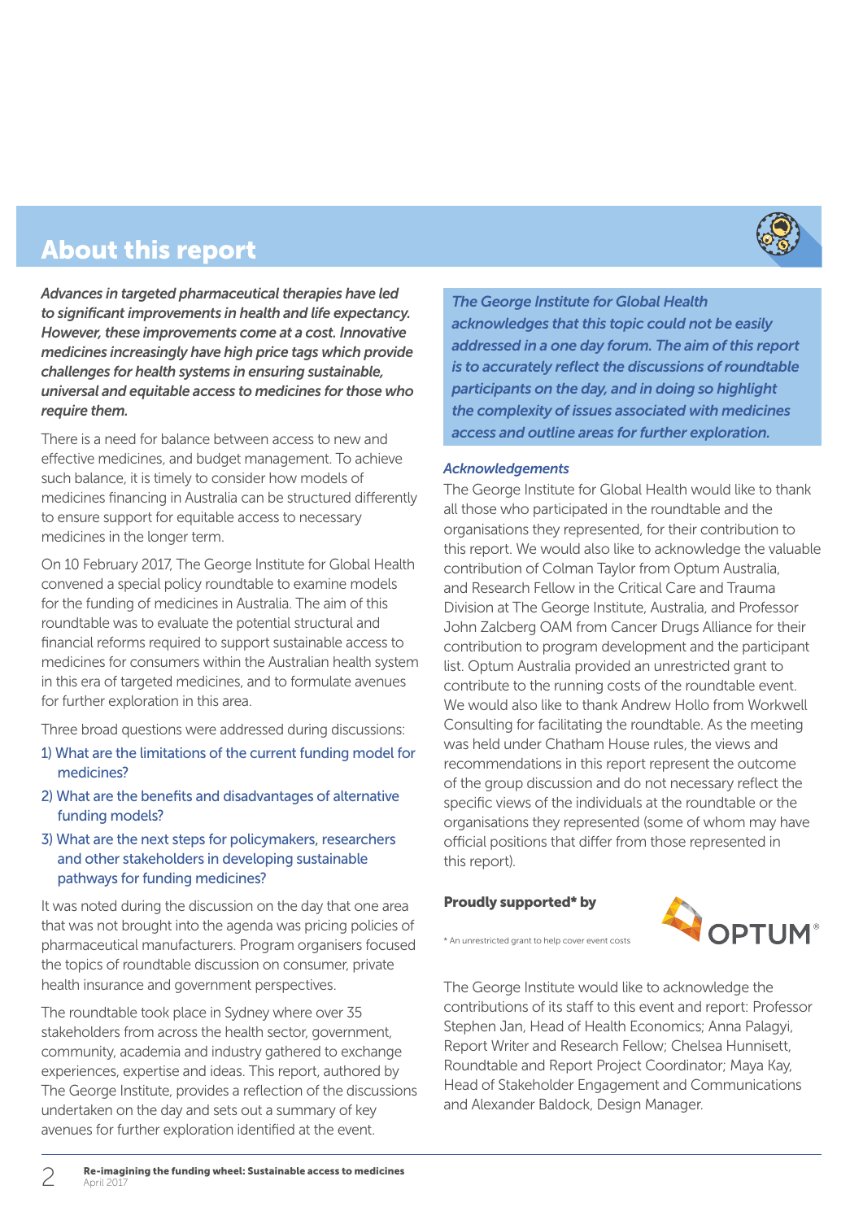# About this report

***Advances in targeted pharmaceutical therapies have led to significant improvements in health and life expectancy. However, these improvements come at a cost. Innovative medicines increasingly have high price tags which provide challenges for health systems in ensuring sustainable, universal and equitable access to medicines for those who require them.***

There is a need for balance between access to new and effective medicines, and budget management. To achieve such balance, it is timely to consider how models of medicines financing in Australia can be structured differently to ensure support for equitable access to necessary medicines in the longer term.

On 10 February 2017, The George Institute for Global Health convened a special policy roundtable to examine models for the funding of medicines in Australia. The aim of this roundtable was to evaluate the potential structural and financial reforms required to support sustainable access to medicines for consumers within the Australian health system in this era of targeted medicines, and to formulate avenues for further exploration in this area.

Three broad questions were addressed during discussions:

1) What are the limitations of the current funding model for medicines?
2) What are the benefits and disadvantages of alternative funding models?
3) What are the next steps for policymakers, researchers and other stakeholders in developing sustainable pathways for funding medicines?

It was noted during the discussion on the day that one area that was not brought into the agenda was pricing policies of pharmaceutical manufacturers. Program organisers focused the topics of roundtable discussion on consumer, private health insurance and government perspectives.

The roundtable took place in Sydney where over 35 stakeholders from across the health sector, government, community, academia and industry gathered to exchange experiences, expertise and ideas. This report, authored by The George Institute, provides a reflection of the discussions undertaken on the day and sets out a summary of key avenues for further exploration identified at the event.

***The George Institute for Global Health acknowledges that this topic could not be easily addressed in a one day forum. The aim of this report is to accurately reflect the discussions of roundtable participants on the day, and in doing so highlight the complexity of issues associated with medicines access and outline areas for further exploration.***

*Acknowledgements*

The George Institute for Global Health would like to thank all those who participated in the roundtable and the organisations they represented, for their contribution to this report. We would also like to acknowledge the valuable contribution of Colman Taylor from Optum Australia, and Research Fellow in the Critical Care and Trauma Division at The George Institute, Australia, and Professor John Zalcberg OAM from Cancer Drugs Alliance for their contribution to program development and the participant list. Optum Australia provided an unrestricted grant to contribute to the running costs of the roundtable event. We would also like to thank Andrew Hollo from Workwell Consulting for facilitating the roundtable. As the meeting was held under Chatham House rules, the views and recommendations in this report represent the outcome of the group discussion and do not necessary reflect the specific views of the individuals at the roundtable or the organisations they represented (some of whom may have official positions that differ from those represented in this report).

**Proudly supported* by**

OPTUM®

\* An unrestricted grant to help cover event costs

The George Institute would like to acknowledge the contributions of its staff to this event and report: Professor Stephen Jan, Head of Health Economics; Anna Palagyi, Report Writer and Research Fellow; Chelsea Hunnisett, Roundtable and Report Project Coordinator; Maya Kay, Head of Stakeholder Engagement and Communications and Alexander Baldock, Design Manager.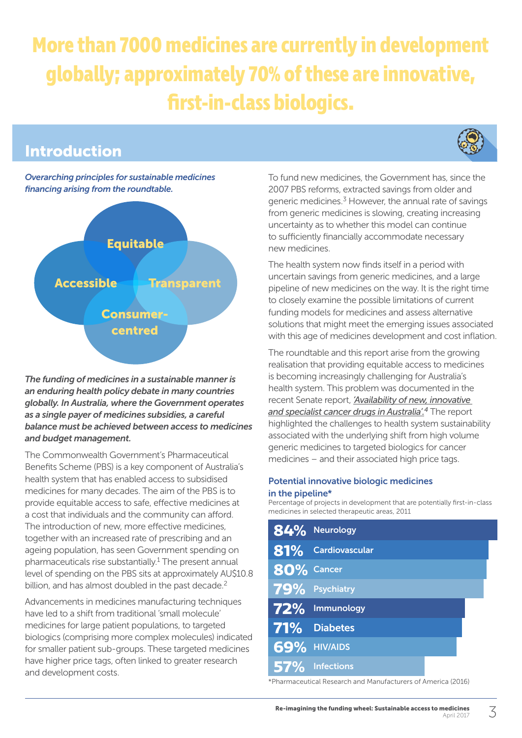# More than 7000 medicines are currently in development globally; approximately 70% of these are innovative, first-in-class biologics.

## Introduction

*Overarching principles for sustainable medicines financing arising from the roundtable.*

Equitable

Accessible

Transparent

Consumer-centred

***The funding of medicines in a sustainable manner is an enduring health policy debate in many countries globally. In Australia, where the Government operates as a single payer of medicines subsidies, a careful balance must be achieved between access to medicines and budget management.***

The Commonwealth Government's Pharmaceutical Benefits Scheme (PBS) is a key component of Australia's health system that has enabled access to subsidised medicines for many decades. The aim of the PBS is to provide equitable access to safe, effective medicines at a cost that individuals and the community can afford. The introduction of new, more effective medicines, together with an increased rate of prescribing and an ageing population, has seen Government spending on pharmaceuticals rise substantially.[1] The present annual level of spending on the PBS sits at approximately AU$10.8 billion, and has almost doubled in the past decade.[2]

Advancements in medicines manufacturing techniques have led to a shift from traditional 'small molecule' medicines for large patient populations, to targeted biologics (comprising more complex molecules) indicated for smaller patient sub-groups. These targeted medicines have higher price tags, often linked to greater research and development costs.

To fund new medicines, the Government has, since the 2007 PBS reforms, extracted savings from older and generic medicines.[3] However, the annual rate of savings from generic medicines is slowing, creating increasing uncertainty as to whether this model can continue to sufficiently financially accommodate necessary new medicines.

The health system now finds itself in a period with uncertain savings from generic medicines, and a large pipeline of new medicines on the way. It is the right time to closely examine the possible limitations of current funding models for medicines and assess alternative solutions that might meet the emerging issues associated with this age of medicines development and cost inflation.

The roundtable and this report arise from the growing realisation that providing equitable access to medicines is becoming increasingly challenging for Australia's health system. This problem was documented in the recent Senate report, *'Availability of new, innovative and specialist cancer drugs in Australia'*.[4] The report highlighted the challenges to health system sustainability associated with the underlying shift from high volume generic medicines to targeted biologics for cancer medicines – and their associated high price tags.

### Potential innovative biologic medicines in the pipeline*

Percentage of projects in development that are potentially first-in-class medicines in selected therapeutic areas, 2011

| Percentage | Therapeutic area |
|---|---|
| 84% | Neurology |
| 81% | Cardiovascular |
| 80% | Cancer |
| 79% | Psychiatry |
| 72% | Immunology |
| 71% | Diabetes |
| 69% | HIV/AIDS |
| 57% | Infections |

*Pharmaceutical Research and Manufacturers of America (2016)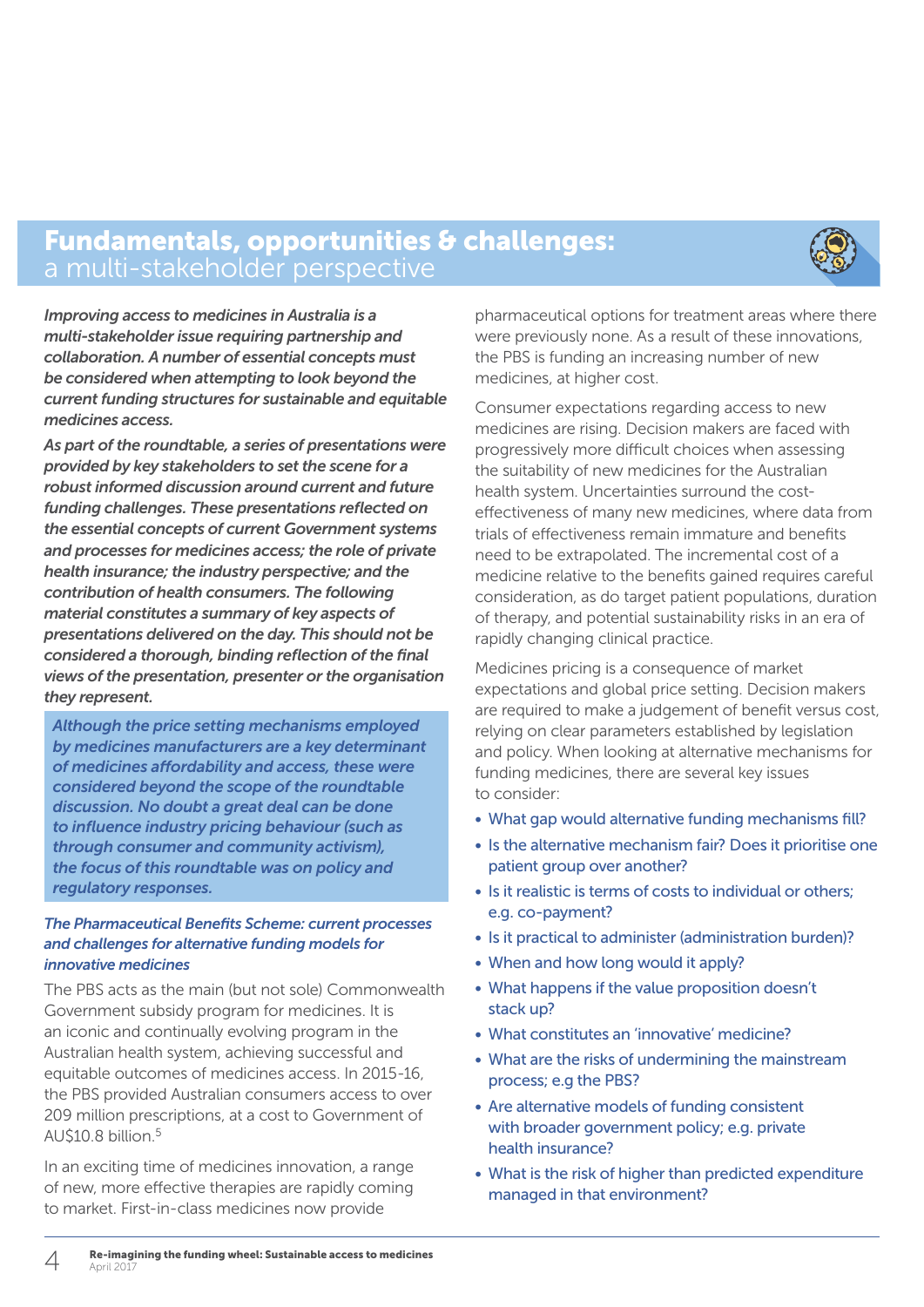# Fundamentals, opportunities & challenges: a multi-stakeholder perspective

*Improving access to medicines in Australia is a multi-stakeholder issue requiring partnership and collaboration. A number of essential concepts must be considered when attempting to look beyond the current funding structures for sustainable and equitable medicines access.*

*As part of the roundtable, a series of presentations were provided by key stakeholders to set the scene for a robust informed discussion around current and future funding challenges. These presentations reflected on the essential concepts of current Government systems and processes for medicines access; the role of private health insurance; the industry perspective; and the contribution of health consumers. The following material constitutes a summary of key aspects of presentations delivered on the day. This should not be considered a thorough, binding reflection of the final views of the presentation, presenter or the organisation they represent.*

*Although the price setting mechanisms employed by medicines manufacturers are a key determinant of medicines affordability and access, these were considered beyond the scope of the roundtable discussion. No doubt a great deal can be done to influence industry pricing behaviour (such as through consumer and community activism), the focus of this roundtable was on policy and regulatory responses.*

### *The Pharmaceutical Benefits Scheme: current processes and challenges for alternative funding models for innovative medicines*

The PBS acts as the main (but not sole) Commonwealth Government subsidy program for medicines. It is an iconic and continually evolving program in the Australian health system, achieving successful and equitable outcomes of medicines access. In 2015-16, the PBS provided Australian consumers access to over 209 million prescriptions, at a cost to Government of AU$10.8 billion.[5]

In an exciting time of medicines innovation, a range of new, more effective therapies are rapidly coming to market. First-in-class medicines now provide pharmaceutical options for treatment areas where there were previously none. As a result of these innovations, the PBS is funding an increasing number of new medicines, at higher cost.

Consumer expectations regarding access to new medicines are rising. Decision makers are faced with progressively more difficult choices when assessing the suitability of new medicines for the Australian health system. Uncertainties surround the cost-effectiveness of many new medicines, where data from trials of effectiveness remain immature and benefits need to be extrapolated. The incremental cost of a medicine relative to the benefits gained requires careful consideration, as do target patient populations, duration of therapy, and potential sustainability risks in an era of rapidly changing clinical practice.

Medicines pricing is a consequence of market expectations and global price setting. Decision makers are required to make a judgement of benefit versus cost, relying on clear parameters established by legislation and policy. When looking at alternative mechanisms for funding medicines, there are several key issues to consider:

- What gap would alternative funding mechanisms fill?
- Is the alternative mechanism fair? Does it prioritise one patient group over another?
- Is it realistic is terms of costs to individual or others; e.g. co-payment?
- Is it practical to administer (administration burden)?
- When and how long would it apply?
- What happens if the value proposition doesn't stack up?
- What constitutes an 'innovative' medicine?
- What are the risks of undermining the mainstream process; e.g the PBS?
- Are alternative models of funding consistent with broader government policy; e.g. private health insurance?
- What is the risk of higher than predicted expenditure managed in that environment?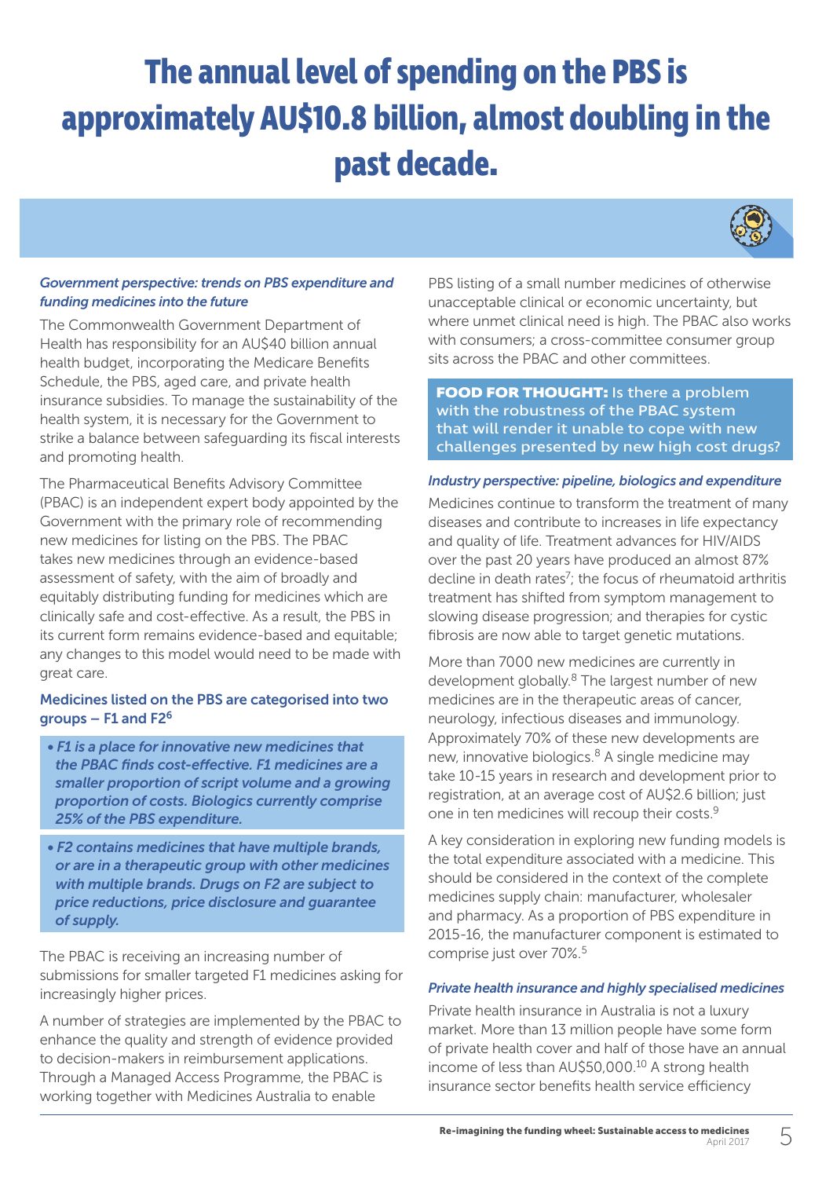# The annual level of spending on the PBS is approximately AU$10.8 billion, almost doubling in the past decade.

### *Government perspective: trends on PBS expenditure and funding medicines into the future*

The Commonwealth Government Department of Health has responsibility for an AU$40 billion annual health budget, incorporating the Medicare Benefits Schedule, the PBS, aged care, and private health insurance subsidies. To manage the sustainability of the health system, it is necessary for the Government to strike a balance between safeguarding its fiscal interests and promoting health.

The Pharmaceutical Benefits Advisory Committee (PBAC) is an independent expert body appointed by the Government with the primary role of recommending new medicines for listing on the PBS. The PBAC takes new medicines through an evidence-based assessment of safety, with the aim of broadly and equitably distributing funding for medicines which are clinically safe and cost-effective. As a result, the PBS in its current form remains evidence-based and equitable; any changes to this model would need to be made with great care.

### Medicines listed on the PBS are categorised into two groups – F1 and F2[6]

- ***F1 is a place for innovative new medicines that the PBAC finds cost-effective. F1 medicines are a smaller proportion of script volume and a growing proportion of costs. Biologics currently comprise 25% of the PBS expenditure.***
- ***F2 contains medicines that have multiple brands, or are in a therapeutic group with other medicines with multiple brands. Drugs on F2 are subject to price reductions, price disclosure and guarantee of supply.***

The PBAC is receiving an increasing number of submissions for smaller targeted F1 medicines asking for increasingly higher prices.

A number of strategies are implemented by the PBAC to enhance the quality and strength of evidence provided to decision-makers in reimbursement applications. Through a Managed Access Programme, the PBAC is working together with Medicines Australia to enable PBS listing of a small number medicines of otherwise unacceptable clinical or economic uncertainty, but where unmet clinical need is high. The PBAC also works with consumers; a cross-committee consumer group sits across the PBAC and other committees.

**FOOD FOR THOUGHT:** Is there a problem with the robustness of the PBAC system that will render it unable to cope with new challenges presented by new high cost drugs?

### *Industry perspective: pipeline, biologics and expenditure*

Medicines continue to transform the treatment of many diseases and contribute to increases in life expectancy and quality of life. Treatment advances for HIV/AIDS over the past 20 years have produced an almost 87% decline in death rates[7]; the focus of rheumatoid arthritis treatment has shifted from symptom management to slowing disease progression; and therapies for cystic fibrosis are now able to target genetic mutations.

More than 7000 new medicines are currently in development globally.[8] The largest number of new medicines are in the therapeutic areas of cancer, neurology, infectious diseases and immunology. Approximately 70% of these new developments are new, innovative biologics.[8] A single medicine may take 10-15 years in research and development prior to registration, at an average cost of AU$2.6 billion; just one in ten medicines will recoup their costs.[9]

A key consideration in exploring new funding models is the total expenditure associated with a medicine. This should be considered in the context of the complete medicines supply chain: manufacturer, wholesaler and pharmacy. As a proportion of PBS expenditure in 2015-16, the manufacturer component is estimated to comprise just over 70%.[5]

### *Private health insurance and highly specialised medicines*

Private health insurance in Australia is not a luxury market. More than 13 million people have some form of private health cover and half of those have an annual income of less than AU$50,000.[10] A strong health insurance sector benefits health service efficiency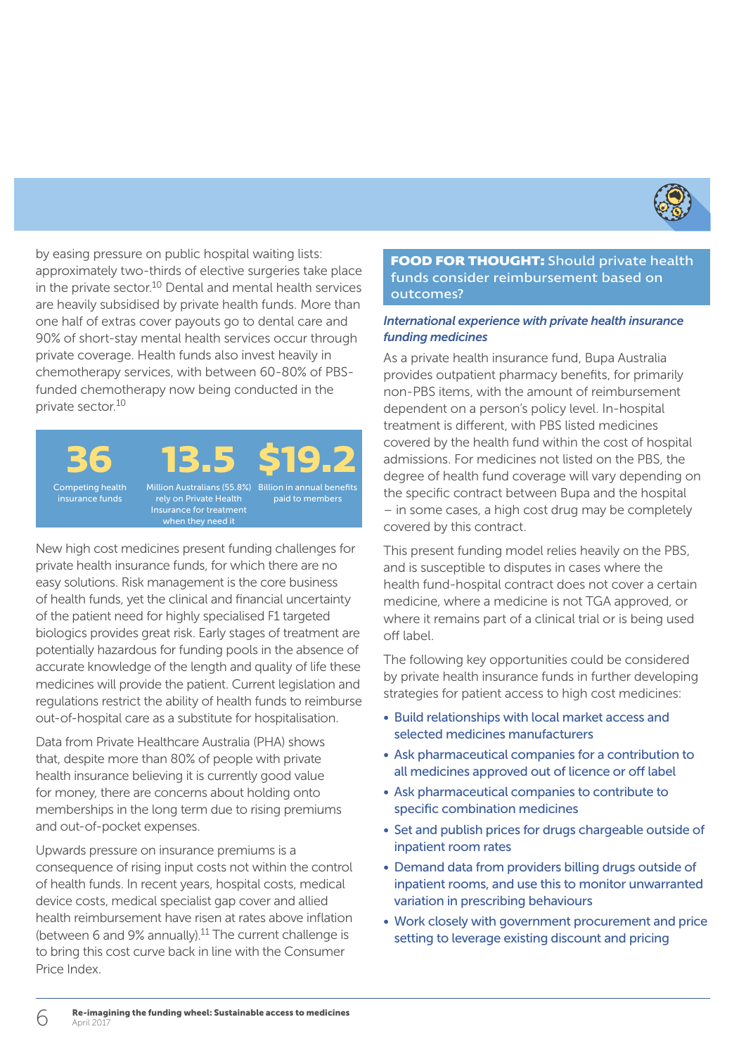by easing pressure on public hospital waiting lists: approximately two-thirds of elective surgeries take place in the private sector.[10] Dental and mental health services are heavily subsidised by private health funds. More than one half of extras cover payouts go to dental care and 90% of short-stay mental health services occur through private coverage. Health funds also invest heavily in chemotherapy services, with between 60-80% of PBS-funded chemotherapy now being conducted in the private sector.[10]

**36**
Competing health insurance funds

**13.5**
Million Australians (55.8%) rely on Private Health Insurance for treatment when they need it

**$19.2**
Billion in annual benefits paid to members

New high cost medicines present funding challenges for private health insurance funds, for which there are no easy solutions. Risk management is the core business of health funds, yet the clinical and financial uncertainty of the patient need for highly specialised F1 targeted biologics provides great risk. Early stages of treatment are potentially hazardous for funding pools in the absence of accurate knowledge of the length and quality of life these medicines will provide the patient. Current legislation and regulations restrict the ability of health funds to reimburse out-of-hospital care as a substitute for hospitalisation.

Data from Private Healthcare Australia (PHA) shows that, despite more than 80% of people with private health insurance believing it is currently good value for money, there are concerns about holding onto memberships in the long term due to rising premiums and out-of-pocket expenses.

Upwards pressure on insurance premiums is a consequence of rising input costs not within the control of health funds. In recent years, hospital costs, medical device costs, medical specialist gap cover and allied health reimbursement have risen at rates above inflation (between 6 and 9% annually).[11] The current challenge is to bring this cost curve back in line with the Consumer Price Index.

## FOOD FOR THOUGHT: Should private health funds consider reimbursement based on outcomes?

***International experience with private health insurance funding medicines***

As a private health insurance fund, Bupa Australia provides outpatient pharmacy benefits, for primarily non-PBS items, with the amount of reimbursement dependent on a person's policy level. In-hospital treatment is different, with PBS listed medicines covered by the health fund within the cost of hospital admissions. For medicines not listed on the PBS, the degree of health fund coverage will vary depending on the specific contract between Bupa and the hospital – in some cases, a high cost drug may be completely covered by this contract.

This present funding model relies heavily on the PBS, and is susceptible to disputes in cases where the health fund-hospital contract does not cover a certain medicine, where a medicine is not TGA approved, or where it remains part of a clinical trial or is being used off label.

The following key opportunities could be considered by private health insurance funds in further developing strategies for patient access to high cost medicines:

- Build relationships with local market access and selected medicines manufacturers
- Ask pharmaceutical companies for a contribution to all medicines approved out of licence or off label
- Ask pharmaceutical companies to contribute to specific combination medicines
- Set and publish prices for drugs chargeable outside of inpatient room rates
- Demand data from providers billing drugs outside of inpatient rooms, and use this to monitor unwarranted variation in prescribing behaviours
- Work closely with government procurement and price setting to leverage existing discount and pricing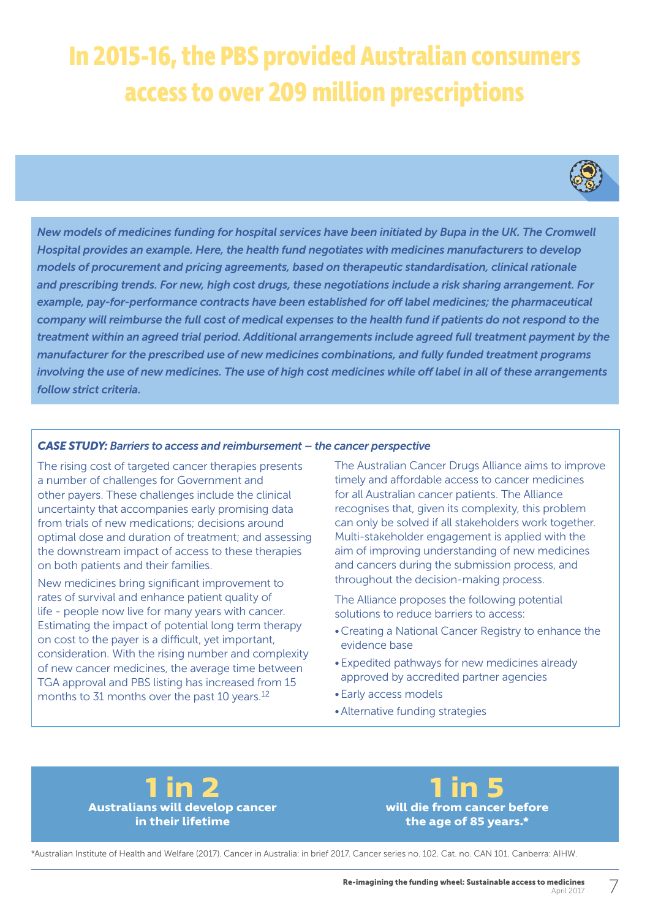# In 2015-16, the PBS provided Australian consumers access to over 209 million prescriptions

*New models of medicines funding for hospital services have been initiated by Bupa in the UK. The Cromwell Hospital provides an example. Here, the health fund negotiates with medicines manufacturers to develop models of procurement and pricing agreements, based on therapeutic standardisation, clinical rationale and prescribing trends. For new, high cost drugs, these negotiations include a risk sharing arrangement. For example, pay-for-performance contracts have been established for off label medicines; the pharmaceutical company will reimburse the full cost of medical expenses to the health fund if patients do not respond to the treatment within an agreed trial period. Additional arrangements include agreed full treatment payment by the manufacturer for the prescribed use of new medicines combinations, and fully funded treatment programs involving the use of new medicines. The use of high cost medicines while off label in all of these arrangements follow strict criteria.*

***CASE STUDY:*** *Barriers to access and reimbursement – the cancer perspective*

The rising cost of targeted cancer therapies presents a number of challenges for Government and other payers. These challenges include the clinical uncertainty that accompanies early promising data from trials of new medications; decisions around optimal dose and duration of treatment; and assessing the downstream impact of access to these therapies on both patients and their families.

New medicines bring significant improvement to rates of survival and enhance patient quality of life - people now live for many years with cancer. Estimating the impact of potential long term therapy on cost to the payer is a difficult, yet important, consideration. With the rising number and complexity of new cancer medicines, the average time between TGA approval and PBS listing has increased from 15 months to 31 months over the past 10 years.[12]

The Australian Cancer Drugs Alliance aims to improve timely and affordable access to cancer medicines for all Australian cancer patients. The Alliance recognises that, given its complexity, this problem can only be solved if all stakeholders work together. Multi-stakeholder engagement is applied with the aim of improving understanding of new medicines and cancers during the submission process, and throughout the decision-making process.

The Alliance proposes the following potential solutions to reduce barriers to access:

- Creating a National Cancer Registry to enhance the evidence base
- Expedited pathways for new medicines already approved by accredited partner agencies
- Early access models
- Alternative funding strategies

**1 in 2**
**Australians will develop cancer in their lifetime**

**1 in 5**
**will die from cancer before the age of 85 years.***

*Australian Institute of Health and Welfare (2017). Cancer in Australia: in brief 2017. Cancer series no. 102. Cat. no. CAN 101. Canberra: AIHW.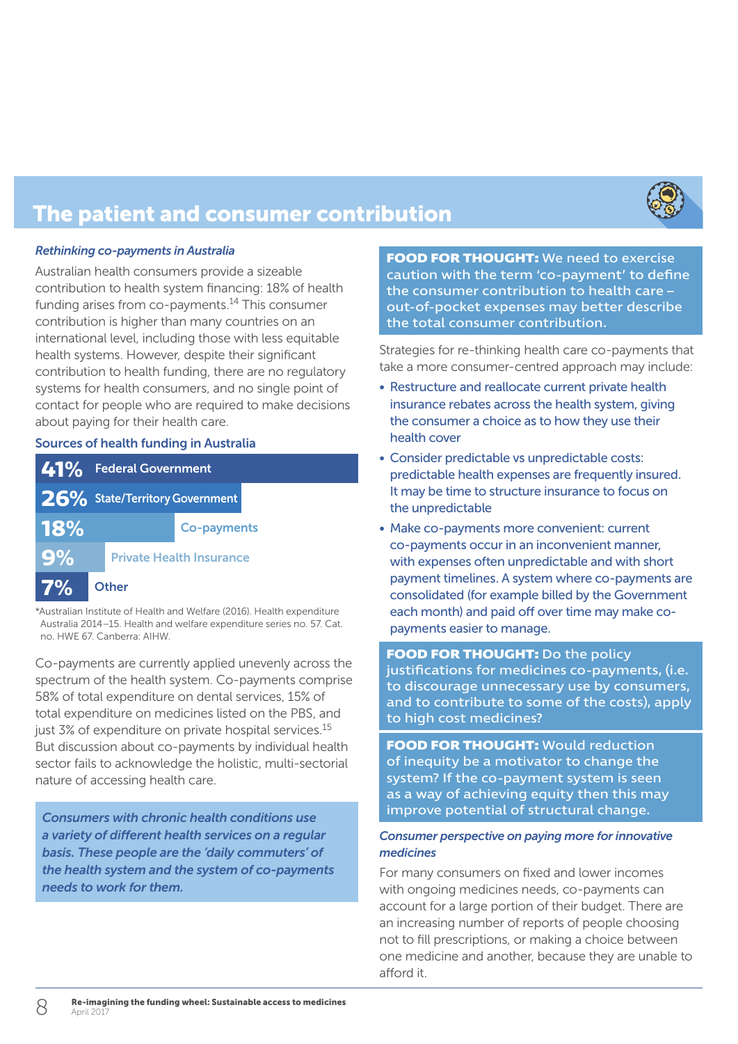# The patient and consumer contribution

*Rethinking co-payments in Australia*

Australian health consumers provide a sizeable contribution to health system financing: 18% of health funding arises from co-payments.[14] This consumer contribution is higher than many countries on an international level, including those with less equitable health systems. However, despite their significant contribution to health funding, there are no regulatory systems for health consumers, and no single point of contact for people who are required to make decisions about paying for their health care.

**Sources of health funding in Australia**

| Share | Source |
|---|---|
| 41% | Federal Government |
| 26% | State/Territory Government |
| 18% | Co-payments |
| 9% | Private Health Insurance |
| 7% | Other |

*Australian Institute of Health and Welfare (2016). Health expenditure Australia 2014–15. Health and welfare expenditure series no. 57. Cat. no. HWE 67. Canberra: AIHW.

Co-payments are currently applied unevenly across the spectrum of the health system. Co-payments comprise 58% of total expenditure on dental services, 15% of total expenditure on medicines listed on the PBS, and just 3% of expenditure on private hospital services.[15] But discussion about co-payments by individual health sector fails to acknowledge the holistic, multi-sectorial nature of accessing health care.

***Consumers with chronic health conditions use a variety of different health services on a regular basis. These people are the 'daily commuters' of the health system and the system of co-payments needs to work for them.***

**FOOD FOR THOUGHT:** We need to exercise caution with the term 'co-payment' to define the consumer contribution to health care – out-of-pocket expenses may better describe the total consumer contribution.

Strategies for re-thinking health care co-payments that take a more consumer-centred approach may include:

- Restructure and reallocate current private health insurance rebates across the health system, giving the consumer a choice as to how they use their health cover
- Consider predictable vs unpredictable costs: predictable health expenses are frequently insured. It may be time to structure insurance to focus on the unpredictable
- Make co-payments more convenient: current co-payments occur in an inconvenient manner, with expenses often unpredictable and with short payment timelines. A system where co-payments are consolidated (for example billed by the Government each month) and paid off over time may make co-payments easier to manage.

**FOOD FOR THOUGHT:** Do the policy justifications for medicines co-payments, (i.e. to discourage unnecessary use by consumers, and to contribute to some of the costs), apply to high cost medicines?

**FOOD FOR THOUGHT:** Would reduction of inequity be a motivator to change the system? If the co-payment system is seen as a way of achieving equity then this may improve potential of structural change.

*Consumer perspective on paying more for innovative medicines*

For many consumers on fixed and lower incomes with ongoing medicines needs, co-payments can account for a large portion of their budget. There are an increasing number of reports of people choosing not to fill prescriptions, or making a choice between one medicine and another, because they are unable to afford it.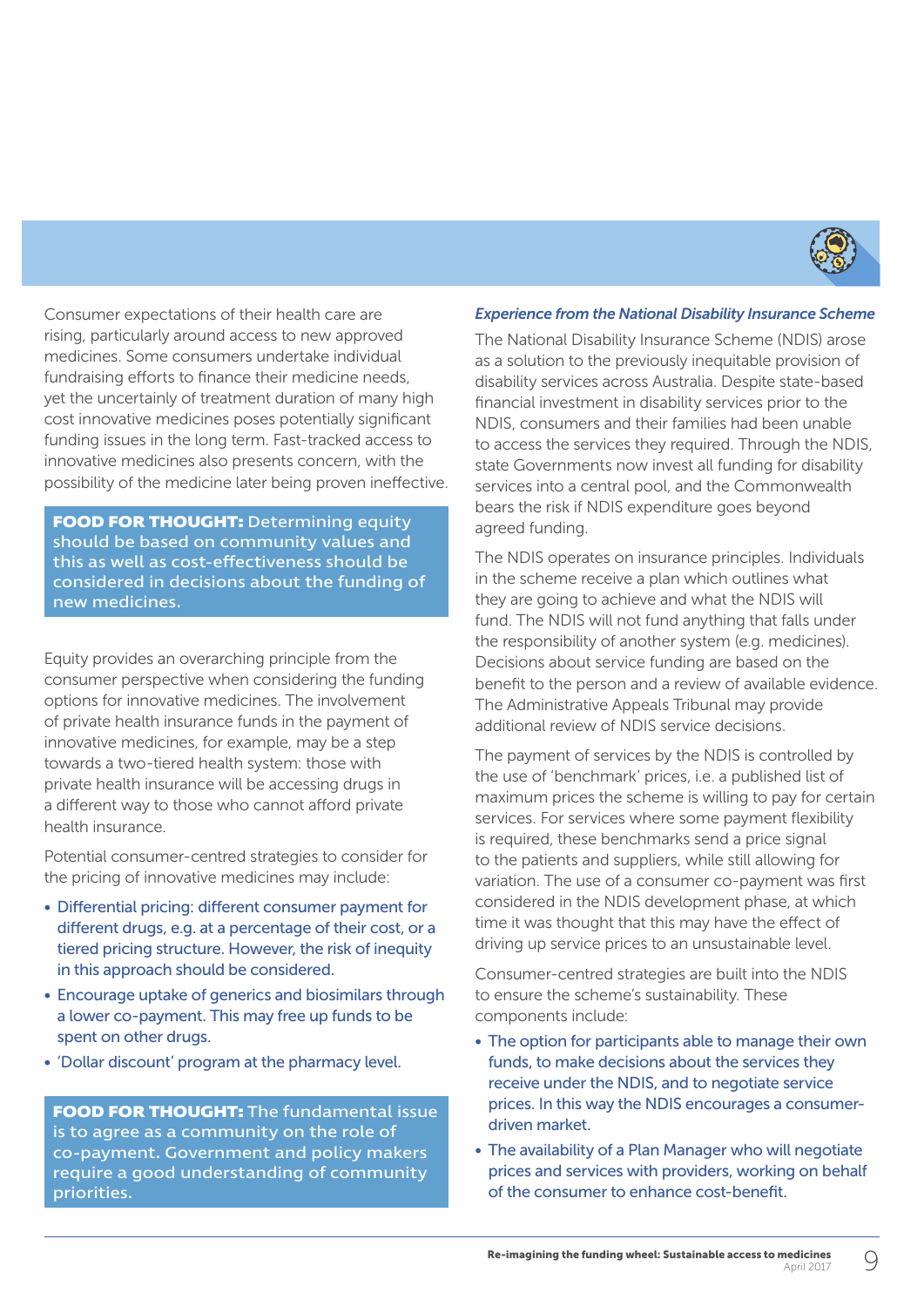Consumer expectations of their health care are rising, particularly around access to new approved medicines. Some consumers undertake individual fundraising efforts to finance their medicine needs, yet the uncertainly of treatment duration of many high cost innovative medicines poses potentially significant funding issues in the long term. Fast-tracked access to innovative medicines also presents concern, with the possibility of the medicine later being proven ineffective.

> **FOOD FOR THOUGHT:** Determining equity should be based on community values and this as well as cost-effectiveness should be considered in decisions about the funding of new medicines.

Equity provides an overarching principle from the consumer perspective when considering the funding options for innovative medicines. The involvement of private health insurance funds in the payment of innovative medicines, for example, may be a step towards a two-tiered health system: those with private health insurance will be accessing drugs in a different way to those who cannot afford private health insurance.

Potential consumer-centred strategies to consider for the pricing of innovative medicines may include:

- Differential pricing: different consumer payment for different drugs, e.g. at a percentage of their cost, or a tiered pricing structure. However, the risk of inequity in this approach should be considered.
- Encourage uptake of generics and biosimilars through a lower co-payment. This may free up funds to be spent on other drugs.
- 'Dollar discount' program at the pharmacy level.

> **FOOD FOR THOUGHT:** The fundamental issue is to agree as a community on the role of co-payment. Government and policy makers require a good understanding of community priorities.

### *Experience from the National Disability Insurance Scheme*

The National Disability Insurance Scheme (NDIS) arose as a solution to the previously inequitable provision of disability services across Australia. Despite state-based financial investment in disability services prior to the NDIS, consumers and their families had been unable to access the services they required. Through the NDIS, state Governments now invest all funding for disability services into a central pool, and the Commonwealth bears the risk if NDIS expenditure goes beyond agreed funding.

The NDIS operates on insurance principles. Individuals in the scheme receive a plan which outlines what they are going to achieve and what the NDIS will fund. The NDIS will not fund anything that falls under the responsibility of another system (e.g. medicines). Decisions about service funding are based on the benefit to the person and a review of available evidence. The Administrative Appeals Tribunal may provide additional review of NDIS service decisions.

The payment of services by the NDIS is controlled by the use of 'benchmark' prices, i.e. a published list of maximum prices the scheme is willing to pay for certain services. For services where some payment flexibility is required, these benchmarks send a price signal to the patients and suppliers, while still allowing for variation. The use of a consumer co-payment was first considered in the NDIS development phase, at which time it was thought that this may have the effect of driving up service prices to an unsustainable level.

Consumer-centred strategies are built into the NDIS to ensure the scheme's sustainability. These components include:

- The option for participants able to manage their own funds, to make decisions about the services they receive under the NDIS, and to negotiate service prices. In this way the NDIS encourages a consumer-driven market.
- The availability of a Plan Manager who will negotiate prices and services with providers, working on behalf of the consumer to enhance cost-benefit.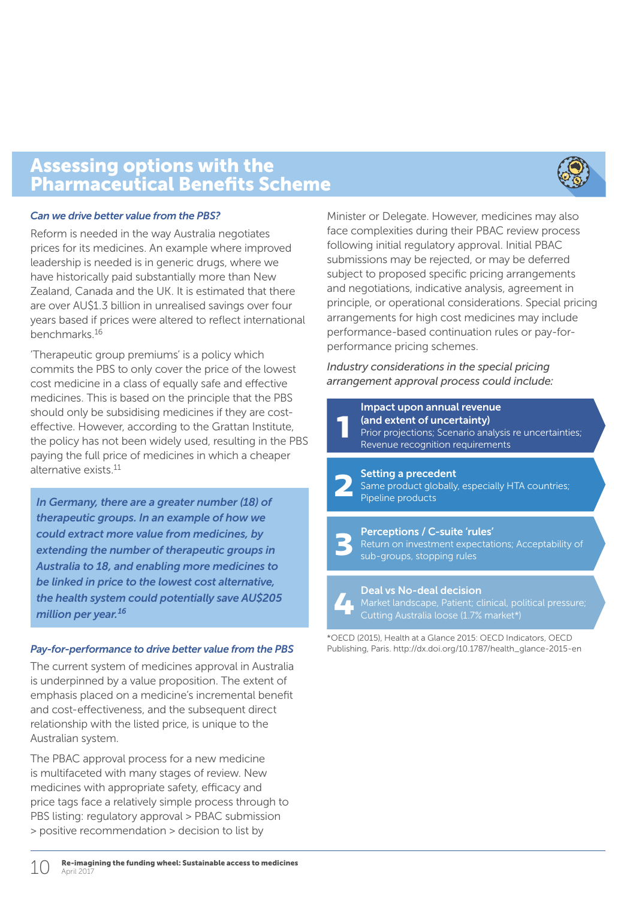# Assessing options with the Pharmaceutical Benefits Scheme

### *Can we drive better value from the PBS?*

Reform is needed in the way Australia negotiates prices for its medicines. An example where improved leadership is needed is in generic drugs, where we have historically paid substantially more than New Zealand, Canada and the UK. It is estimated that there are over AU$1.3 billion in unrealised savings over four years based if prices were altered to reflect international benchmarks.[16]

'Therapeutic group premiums' is a policy which commits the PBS to only cover the price of the lowest cost medicine in a class of equally safe and effective medicines. This is based on the principle that the PBS should only be subsidising medicines if they are cost-effective. However, according to the Grattan Institute, the policy has not been widely used, resulting in the PBS paying the full price of medicines in which a cheaper alternative exists.[11]

> ***In Germany, there are a greater number (18) of therapeutic groups. In an example of how we could extract more value from medicines, by extending the number of therapeutic groups in Australia to 18, and enabling more medicines to be linked in price to the lowest cost alternative, the health system could potentially save AU$205 million per year.[16]***

### *Pay-for-performance to drive better value from the PBS*

The current system of medicines approval in Australia is underpinned by a value proposition. The extent of emphasis placed on a medicine's incremental benefit and cost-effectiveness, and the subsequent direct relationship with the listed price, is unique to the Australian system.

The PBAC approval process for a new medicine is multifaceted with many stages of review. New medicines with appropriate safety, efficacy and price tags face a relatively simple process through to PBS listing: regulatory approval > PBAC submission > positive recommendation > decision to list by Minister or Delegate. However, medicines may also face complexities during their PBAC review process following initial regulatory approval. Initial PBAC submissions may be rejected, or may be deferred subject to proposed specific pricing arrangements and negotiations, indicative analysis, agreement in principle, or operational considerations. Special pricing arrangements for high cost medicines may include performance-based continuation rules or pay-for-performance pricing schemes.

*Industry considerations in the special pricing arrangement approval process could include:*

1. **Impact upon annual revenue (and extent of uncertainty)**
   Prior projections; Scenario analysis re uncertainties; Revenue recognition requirements
2. **Setting a precedent**
   Same product globally, especially HTA countries; Pipeline products
3. **Perceptions / C-suite 'rules'**
   Return on investment expectations; Acceptability of sub-groups, stopping rules
4. **Deal vs No-deal decision**
   Market landscape, Patient; clinical, political pressure; Cutting Australia loose (1.7% market*)

*OECD (2015), Health at a Glance 2015: OECD Indicators, OECD Publishing, Paris. http://dx.doi.org/10.1787/health_glance-2015-en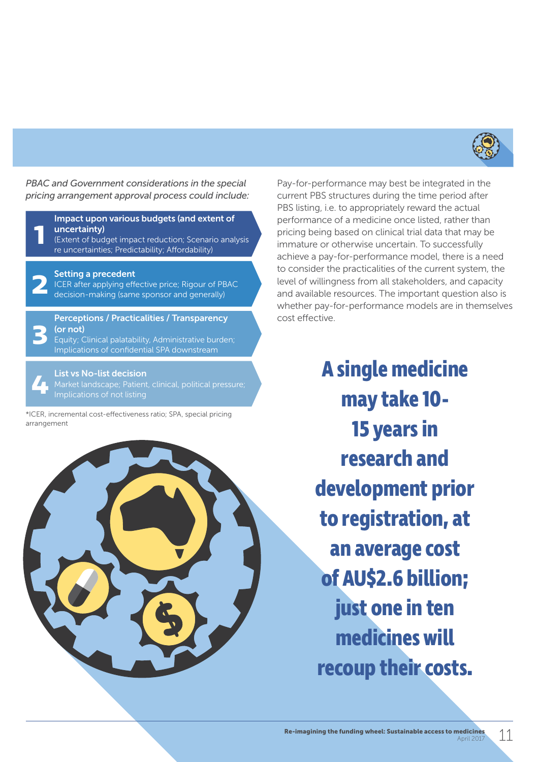*PBAC and Government considerations in the special pricing arrangement approval process could include:*

1. **Impact upon various budgets (and extent of uncertainty)**
   (Extent of budget impact reduction; Scenario analysis re uncertainties; Predictability; Affordability)

2. **Setting a precedent**
   ICER after applying effective price; Rigour of PBAC decision-making (same sponsor and generally)

3. **Perceptions / Practicalities / Transparency (or not)**
   Equity; Clinical palatability, Administrative burden; Implications of confidential SPA downstream

4. **List vs No-list decision**
   Market landscape; Patient, clinical, political pressure; Implications of not listing

*ICER, incremental cost-effectiveness ratio; SPA, special pricing arrangement

Pay-for-performance may best be integrated in the current PBS structures during the time period after PBS listing, i.e. to appropriately reward the actual performance of a medicine once listed, rather than pricing being based on clinical trial data that may be immature or otherwise uncertain. To successfully achieve a pay-for-performance model, there is a need to consider the practicalities of the current system, the level of willingness from all stakeholders, and capacity and available resources. The important question also is whether pay-for-performance models are in themselves cost effective.

**A single medicine may take 10-15 years in research and development prior to registration, at an average cost of AU$2.6 billion; just one in ten medicines will recoup their costs.**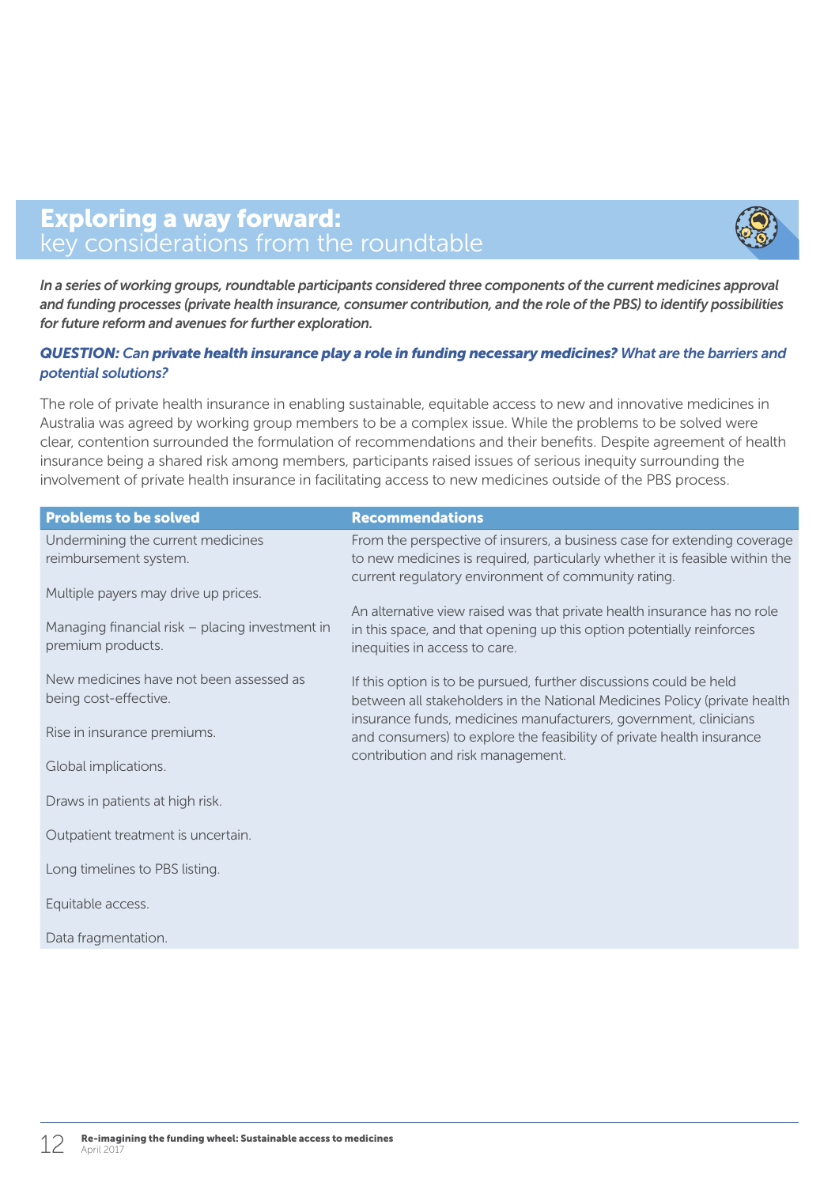## Exploring a way forward: key considerations from the roundtable

*In a series of working groups, roundtable participants considered three components of the current medicines approval and funding processes (private health insurance, consumer contribution, and the role of the PBS) to identify possibilities for future reform and avenues for further exploration.*

***QUESTION:** Can **private health insurance play a role in funding necessary medicines?** What are the barriers and potential solutions?*

The role of private health insurance in enabling sustainable, equitable access to new and innovative medicines in Australia was agreed by working group members to be a complex issue. While the problems to be solved were clear, contention surrounded the formulation of recommendations and their benefits. Despite agreement of health insurance being a shared risk among members, participants raised issues of serious inequity surrounding the involvement of private health insurance in facilitating access to new medicines outside of the PBS process.

| Problems to be solved | Recommendations |
| --- | --- |
| Undermining the current medicines reimbursement system.<br><br>Multiple payers may drive up prices.<br><br>Managing financial risk – placing investment in premium products.<br><br>New medicines have not been assessed as being cost-effective.<br><br>Rise in insurance premiums.<br><br>Global implications.<br><br>Draws in patients at high risk.<br><br>Outpatient treatment is uncertain.<br><br>Long timelines to PBS listing.<br><br>Equitable access.<br><br>Data fragmentation. | From the perspective of insurers, a business case for extending coverage to new medicines is required, particularly whether it is feasible within the current regulatory environment of community rating.<br><br>An alternative view raised was that private health insurance has no role in this space, and that opening up this option potentially reinforces inequities in access to care.<br><br>If this option is to be pursued, further discussions could be held between all stakeholders in the National Medicines Policy (private health insurance funds, medicines manufacturers, government, clinicians and consumers) to explore the feasibility of private health insurance contribution and risk management. |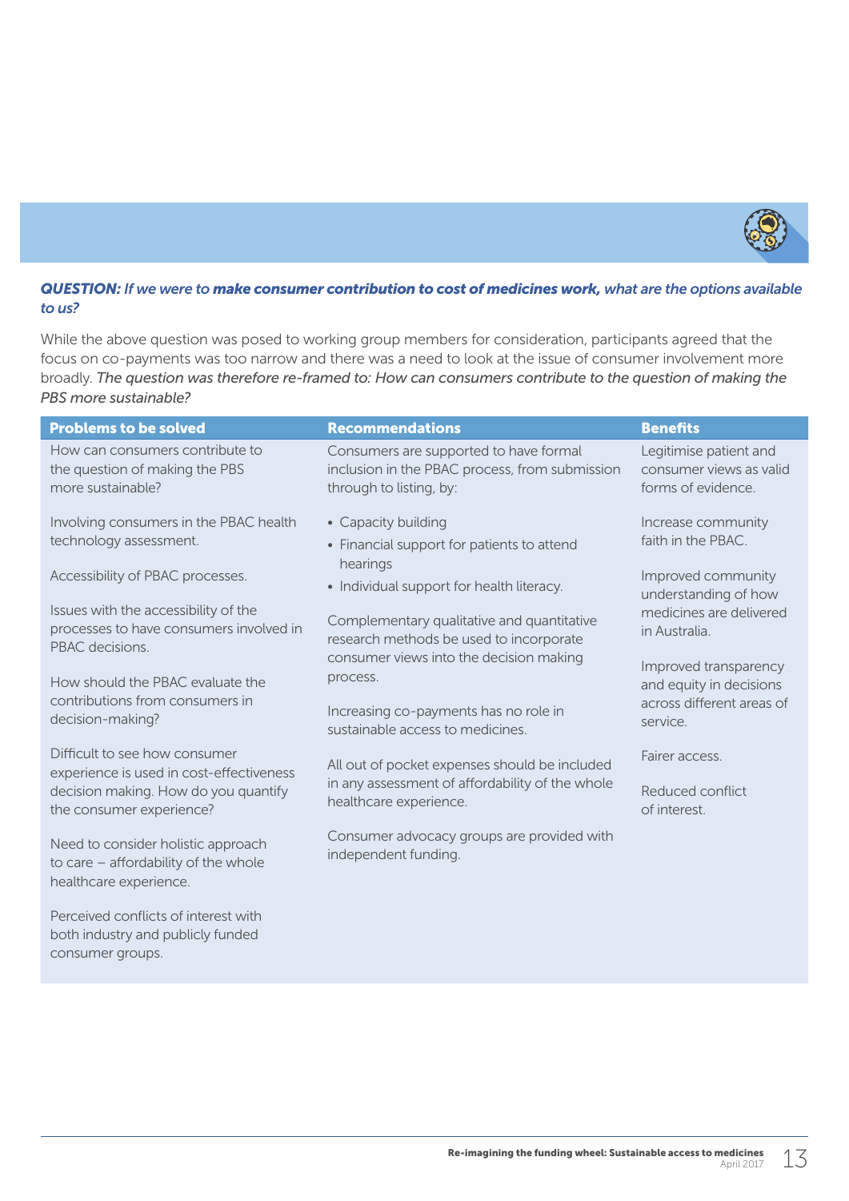***QUESTION:*** *If we were to* ***make consumer contribution to cost of medicines work,*** *what are the options available to us?*

While the above question was posed to working group members for consideration, participants agreed that the focus on co-payments was too narrow and there was a need to look at the issue of consumer involvement more broadly. *The question was therefore re-framed to: How can consumers contribute to the question of making the PBS more sustainable?*

| Problems to be solved | Recommendations | Benefits |
|---|---|---|
| How can consumers contribute to the question of making the PBS more sustainable?<br><br>Involving consumers in the PBAC health technology assessment.<br><br>Accessibility of PBAC processes.<br><br>Issues with the accessibility of the processes to have consumers involved in PBAC decisions.<br><br>How should the PBAC evaluate the contributions from consumers in decision-making?<br><br>Difficult to see how consumer experience is used in cost-effectiveness decision making. How do you quantify the consumer experience?<br><br>Need to consider holistic approach to care – affordability of the whole healthcare experience.<br><br>Perceived conflicts of interest with both industry and publicly funded consumer groups. | Consumers are supported to have formal inclusion in the PBAC process, from submission through to listing, by:<br>• Capacity building<br>• Financial support for patients to attend hearings<br>• Individual support for health literacy.<br><br>Complementary qualitative and quantitative research methods be used to incorporate consumer views into the decision making process.<br><br>Increasing co-payments has no role in sustainable access to medicines.<br><br>All out of pocket expenses should be included in any assessment of affordability of the whole healthcare experience.<br><br>Consumer advocacy groups are provided with independent funding. | Legitimise patient and consumer views as valid forms of evidence.<br><br>Increase community faith in the PBAC.<br><br>Improved community understanding of how medicines are delivered in Australia.<br><br>Improved transparency and equity in decisions across different areas of service.<br><br>Fairer access.<br><br>Reduced conflict of interest. |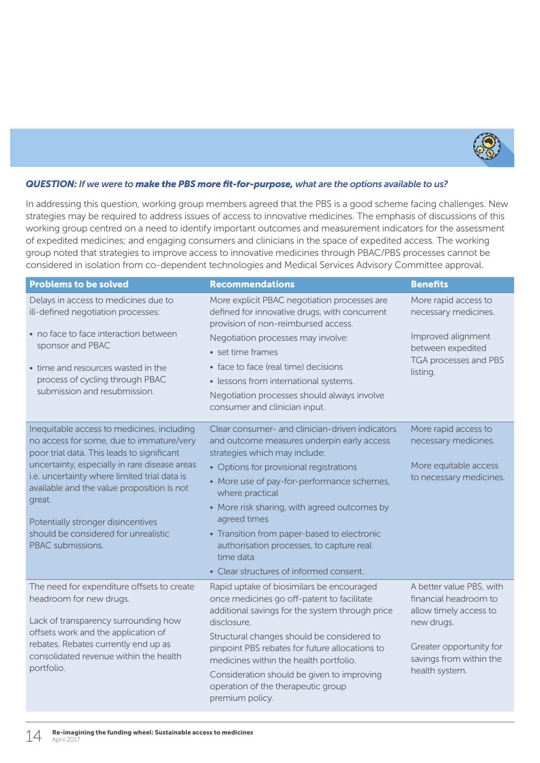***QUESTION:** If we were to **make the PBS more fit-for-purpose,** what are the options available to us?*

In addressing this question, working group members agreed that the PBS is a good scheme facing challenges. New strategies may be required to address issues of access to innovative medicines. The emphasis of discussions of this working group centred on a need to identify important outcomes and measurement indicators for the assessment of expedited medicines; and engaging consumers and clinicians in the space of expedited access. The working group noted that strategies to improve access to innovative medicines through PBAC/PBS processes cannot be considered in isolation from co-dependent technologies and Medical Services Advisory Committee approval.

| Problems to be solved | Recommendations | Benefits |
|---|---|---|
| Delays in access to medicines due to ill-defined negotiation processes:<br>• no face to face interaction between sponsor and PBAC<br>• time and resources wasted in the process of cycling through PBAC submission and resubmission. | More explicit PBAC negotiation processes are defined for innovative drugs, with concurrent provision of non-reimbursed access.<br>Negotiation processes may involve:<br>• set time frames<br>• face to face (real time) decisions<br>• lessons from international systems.<br>Negotiation processes should always involve consumer and clinician input. | More rapid access to necessary medicines.<br>Improved alignment between expedited TGA processes and PBS listing. |
| Inequitable access to medicines, including no access for some, due to immature/very poor trial data. This leads to significant uncertainty, especially in rare disease areas i.e. uncertainty where limited trial data is available and the value proposition is not great.<br>Potentially stronger disincentives should be considered for unrealistic PBAC submissions. | Clear consumer- and clinician-driven indicators and outcome measures underpin early access strategies which may include:<br>• Options for provisional registrations<br>• More use of pay-for-performance schemes, where practical<br>• More risk sharing, with agreed outcomes by agreed times<br>• Transition from paper-based to electronic authorisation processes, to capture real time data<br>• Clear structures of informed consent. | More rapid access to necessary medicines.<br>More equitable access to necessary medicines. |
| The need for expenditure offsets to create headroom for new drugs.<br>Lack of transparency surrounding how offsets work and the application of rebates. Rebates currently end up as consolidated revenue within the health portfolio. | Rapid uptake of biosimilars be encouraged once medicines go off-patent to facilitate additional savings for the system through price disclosure.<br>Structural changes should be considered to pinpoint PBS rebates for future allocations to medicines within the health portfolio.<br>Consideration should be given to improving operation of the therapeutic group premium policy. | A better value PBS, with financial headroom to allow timely access to new drugs.<br>Greater opportunity for savings from within the health system. |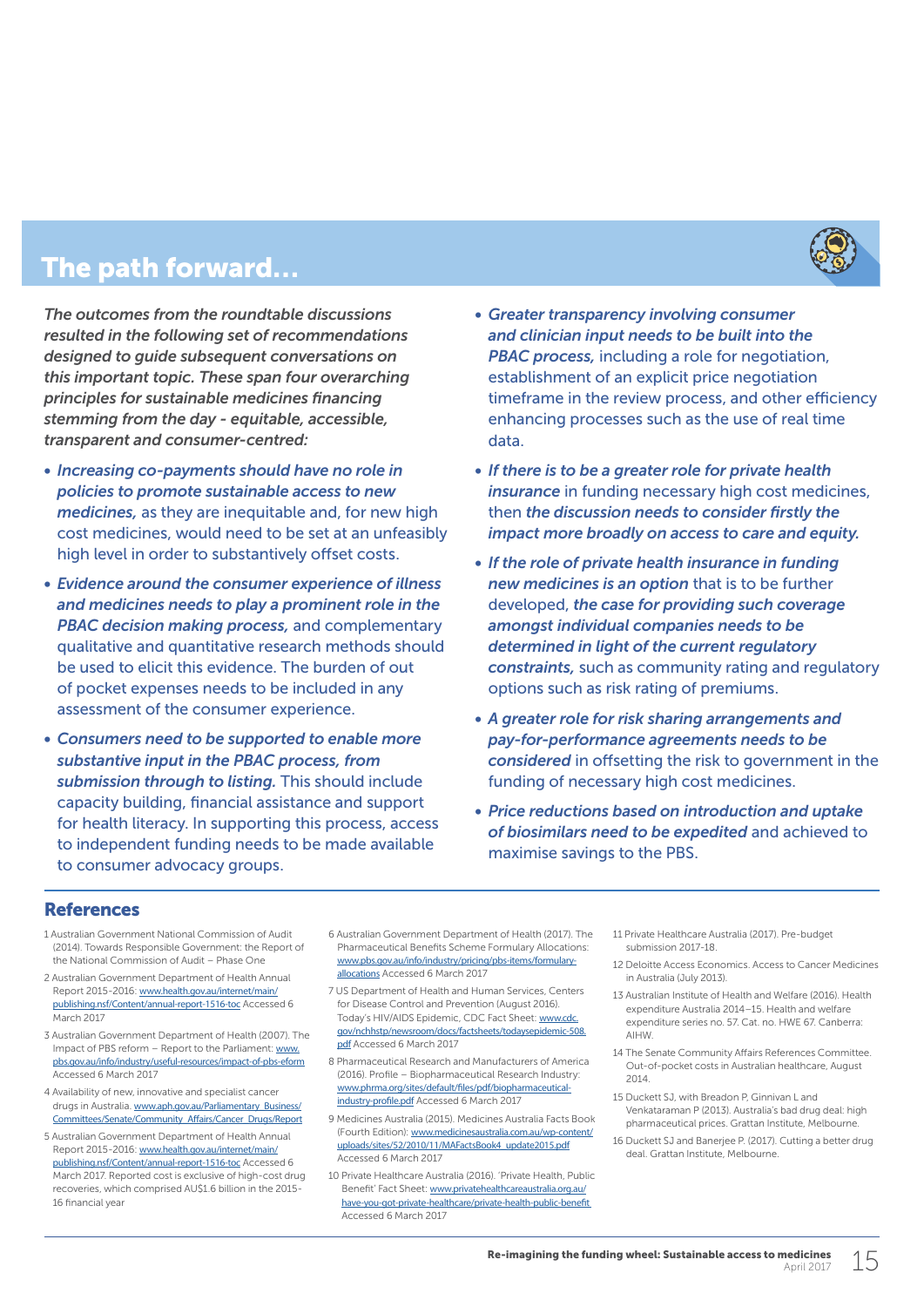## The path forward…

*The outcomes from the roundtable discussions resulted in the following set of recommendations designed to guide subsequent conversations on this important topic. These span four overarching principles for sustainable medicines financing stemming from the day - equitable, accessible, transparent and consumer-centred:*

- ***Increasing co-payments should have no role in policies to promote sustainable access to new medicines,*** as they are inequitable and, for new high cost medicines, would need to be set at an unfeasibly high level in order to substantively offset costs.
- ***Evidence around the consumer experience of illness and medicines needs to play a prominent role in the PBAC decision making process,*** and complementary qualitative and quantitative research methods should be used to elicit this evidence. The burden of out of pocket expenses needs to be included in any assessment of the consumer experience.
- ***Consumers need to be supported to enable more substantive input in the PBAC process, from submission through to listing.*** This should include capacity building, financial assistance and support for health literacy. In supporting this process, access to independent funding needs to be made available to consumer advocacy groups.
- ***Greater transparency involving consumer and clinician input needs to be built into the PBAC process,*** including a role for negotiation, establishment of an explicit price negotiation timeframe in the review process, and other efficiency enhancing processes such as the use of real time data.
- ***If there is to be a greater role for private health insurance*** in funding necessary high cost medicines, then ***the discussion needs to consider firstly the impact more broadly on access to care and equity.***
- ***If the role of private health insurance in funding new medicines is an option*** that is to be further developed, ***the case for providing such coverage amongst individual companies needs to be determined in light of the current regulatory constraints,*** such as community rating and regulatory options such as risk rating of premiums.
- ***A greater role for risk sharing arrangements and pay-for-performance agreements needs to be considered*** in offsetting the risk to government in the funding of necessary high cost medicines.
- ***Price reductions based on introduction and uptake of biosimilars need to be expedited*** and achieved to maximise savings to the PBS.

## References

1. Australian Government National Commission of Audit (2014). Towards Responsible Government: the Report of the National Commission of Audit – Phase One
2. Australian Government Department of Health Annual Report 2015-2016: www.health.gov.au/internet/main/publishing.nsf/Content/annual-report-1516-toc Accessed 6 March 2017
3. Australian Government Department of Health (2007). The Impact of PBS reform – Report to the Parliament: www.pbs.gov.au/info/industry/useful-resources/impact-of-pbs-eform Accessed 6 March 2017
4. Availability of new, innovative and specialist cancer drugs in Australia. www.aph.gov.au/Parliamentary_Business/Committees/Senate/Community_Affairs/Cancer_Drugs/Report
5. Australian Government Department of Health Annual Report 2015-2016: www.health.gov.au/internet/main/publishing.nsf/Content/annual-report-1516-toc Accessed 6 March 2017. Reported cost is exclusive of high-cost drug recoveries, which comprised AU$1.6 billion in the 2015-16 financial year
6. Australian Government Department of Health (2017). The Pharmaceutical Benefits Scheme Formulary Allocations: www.pbs.gov.au/info/industry/pricing/pbs-items/formulary-allocations Accessed 6 March 2017
7. US Department of Health and Human Services, Centers for Disease Control and Prevention (August 2016). Today's HIV/AIDS Epidemic, CDC Fact Sheet: www.cdc.gov/nchhstp/newsroom/docs/factsheets/todaysepidemic-508.pdf Accessed 6 March 2017
8. Pharmaceutical Research and Manufacturers of America (2016). Profile – Biopharmaceutical Research Industry: www.phrma.org/sites/default/files/pdf/biopharmaceutical-industry-profile.pdf Accessed 6 March 2017
9. Medicines Australia (2015). Medicines Australia Facts Book (Fourth Edition): www.medicinesaustralia.com.au/wp-content/uploads/sites/52/2010/11/MAFactsBook4_update2015.pdf Accessed 6 March 2017
10. Private Healthcare Australia (2016). 'Private Health, Public Benefit' Fact Sheet: www.privatehealthcareaustralia.org.au/have-you-got-private-healthcare/private-health-public-benefit Accessed 6 March 2017
11. Private Healthcare Australia (2017). Pre-budget submission 2017-18.
12. Deloitte Access Economics. Access to Cancer Medicines in Australia (July 2013).
13. Australian Institute of Health and Welfare (2016). Health expenditure Australia 2014–15. Health and welfare expenditure series no. 57. Cat. no. HWE 67. Canberra: AIHW.
14. The Senate Community Affairs References Committee. Out-of-pocket costs in Australian healthcare, August 2014.
15. Duckett SJ, with Breadon P, Ginnivan L and Venkataraman P (2013). Australia's bad drug deal: high pharmaceutical prices. Grattan Institute, Melbourne.
16. Duckett SJ and Banerjee P. (2017). Cutting a better drug deal. Grattan Institute, Melbourne.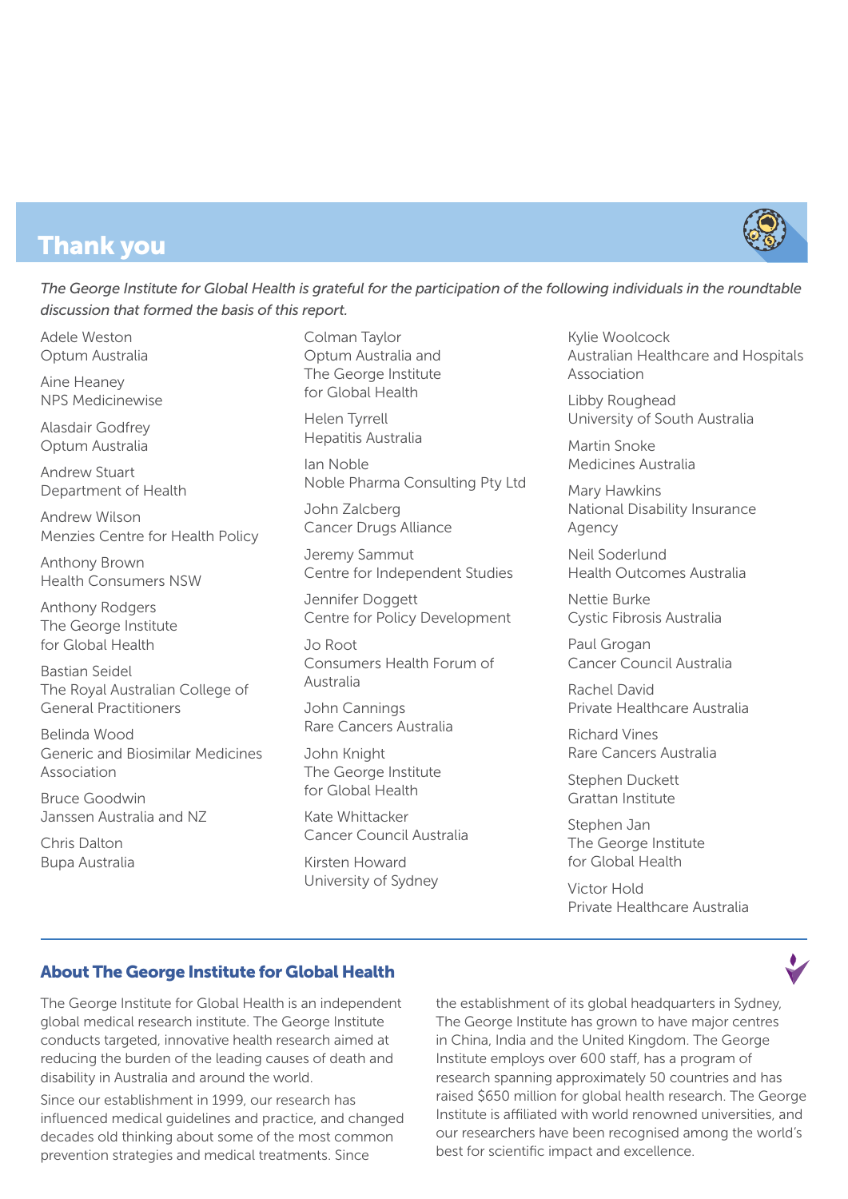# Thank you

*The George Institute for Global Health is grateful for the participation of the following individuals in the roundtable discussion that formed the basis of this report.*

Adele Weston
Optum Australia

Aine Heaney
NPS Medicinewise

Alasdair Godfrey
Optum Australia

Andrew Stuart
Department of Health

Andrew Wilson
Menzies Centre for Health Policy

Anthony Brown
Health Consumers NSW

Anthony Rodgers
The George Institute for Global Health

Bastian Seidel
The Royal Australian College of General Practitioners

Belinda Wood
Generic and Biosimilar Medicines Association

Bruce Goodwin
Janssen Australia and NZ

Chris Dalton
Bupa Australia

Colman Taylor
Optum Australia and The George Institute for Global Health

Helen Tyrrell
Hepatitis Australia

Ian Noble
Noble Pharma Consulting Pty Ltd

John Zalcberg
Cancer Drugs Alliance

Jeremy Sammut
Centre for Independent Studies

Jennifer Doggett
Centre for Policy Development

Jo Root
Consumers Health Forum of Australia

John Cannings
Rare Cancers Australia

John Knight
The George Institute for Global Health

Kate Whittacker
Cancer Council Australia

Kirsten Howard
University of Sydney

Kylie Woolcock
Australian Healthcare and Hospitals Association

Libby Roughead
University of South Australia

Martin Snoke
Medicines Australia

Mary Hawkins
National Disability Insurance Agency

Neil Soderlund
Health Outcomes Australia

Nettie Burke
Cystic Fibrosis Australia

Paul Grogan
Cancer Council Australia

Rachel David
Private Healthcare Australia

Richard Vines
Rare Cancers Australia

Stephen Duckett
Grattan Institute

Stephen Jan
The George Institute for Global Health

Victor Hold
Private Healthcare Australia

## About The George Institute for Global Health

The George Institute for Global Health is an independent global medical research institute. The George Institute conducts targeted, innovative health research aimed at reducing the burden of the leading causes of death and disability in Australia and around the world.

Since our establishment in 1999, our research has influenced medical guidelines and practice, and changed decades old thinking about some of the most common prevention strategies and medical treatments. Since the establishment of its global headquarters in Sydney, The George Institute has grown to have major centres in China, India and the United Kingdom. The George Institute employs over 600 staff, has a program of research spanning approximately 50 countries and has raised $650 million for global health research. The George Institute is affiliated with world renowned universities, and our researchers have been recognised among the world's best for scientific impact and excellence.